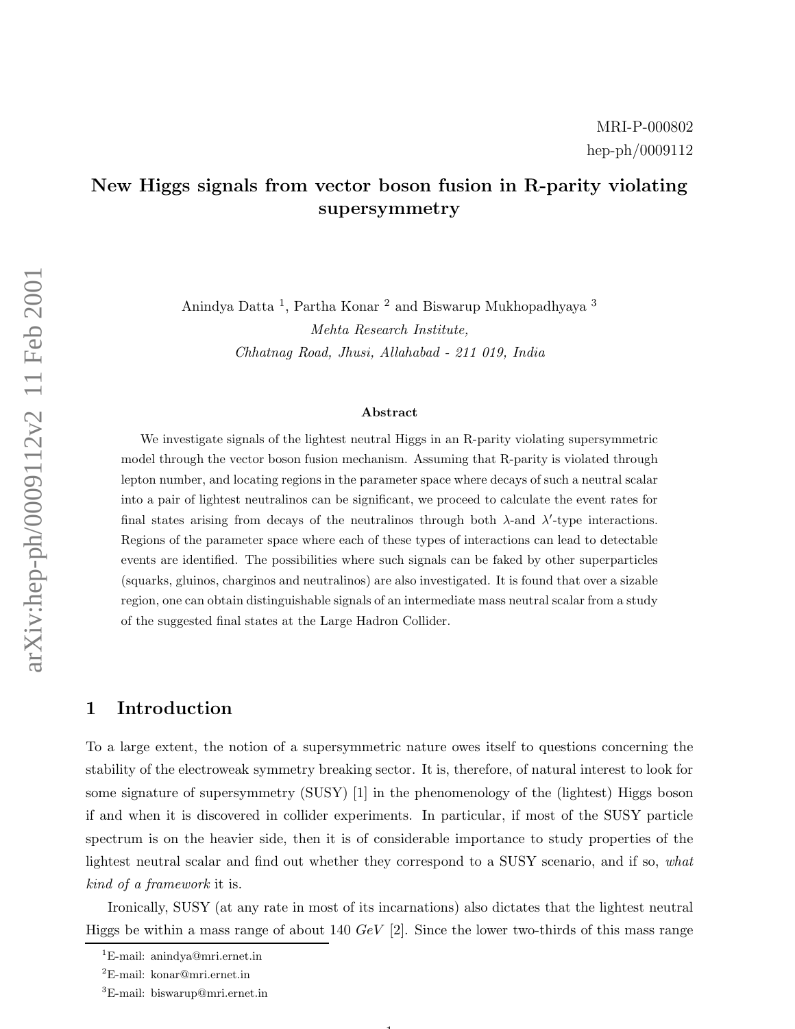MRI-P-000802
hep-ph/0009112

# New Higgs signals from vector boson fusion in R-parity violating supersymmetry

Anindya Datta [1], Partha Konar [2] and Biswarup Mukhopadhyaya [3]

*Mehta Research Institute,*
*Chhatnag Road, Jhusi, Allahabad - 211 019, India*

### Abstract

We investigate signals of the lightest neutral Higgs in an R-parity violating supersymmetric model through the vector boson fusion mechanism. Assuming that R-parity is violated through lepton number, and locating regions in the parameter space where decays of such a neutral scalar into a pair of lightest neutralinos can be significant, we proceed to calculate the event rates for final states arising from decays of the neutralinos through both $\lambda$-and $\lambda'$-type interactions. Regions of the parameter space where each of these types of interactions can lead to detectable events are identified. The possibilities where such signals can be faked by other superparticles (squarks, gluinos, charginos and neutralinos) are also investigated. It is found that over a sizable region, one can obtain distinguishable signals of an intermediate mass neutral scalar from a study of the suggested final states at the Large Hadron Collider.

## 1 Introduction

To a large extent, the notion of a supersymmetric nature owes itself to questions concerning the stability of the electroweak symmetry breaking sector. It is, therefore, of natural interest to look for some signature of supersymmetry (SUSY) [1] in the phenomenology of the (lightest) Higgs boson if and when it is discovered in collider experiments. In particular, if most of the SUSY particle spectrum is on the heavier side, then it is of considerable importance to study properties of the lightest neutral scalar and find out whether they correspond to a SUSY scenario, and if so, *what kind of a framework* it is.

Ironically, SUSY (at any rate in most of its incarnations) also dictates that the lightest neutral Higgs be within a mass range of about 140 $GeV$ [2]. Since the lower two-thirds of this mass range

[1] E-mail: anindya@mri.ernet.in

[2] E-mail: konar@mri.ernet.in

[3] E-mail: biswarup@mri.ernet.in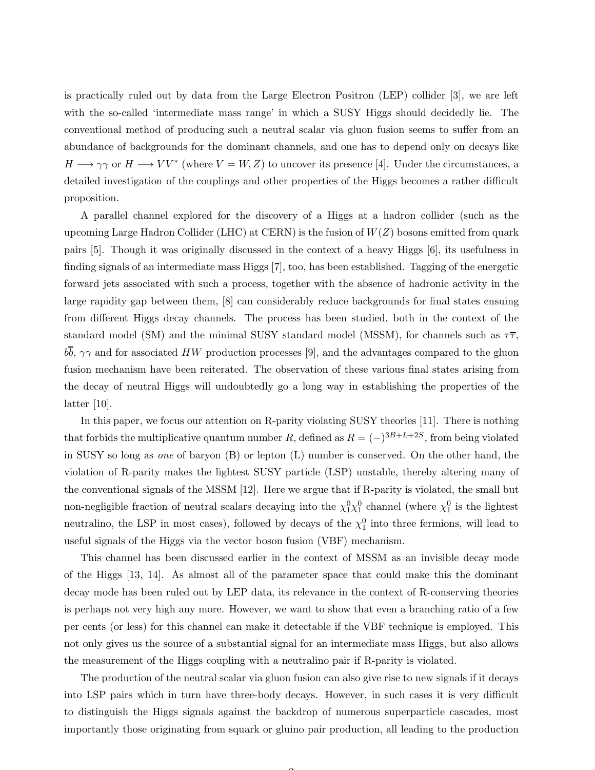is practically ruled out by data from the Large Electron Positron (LEP) collider [3], we are left with the so-called 'intermediate mass range' in which a SUSY Higgs should decidedly lie. The conventional method of producing such a neutral scalar via gluon fusion seems to suffer from an abundance of backgrounds for the dominant channels, and one has to depend only on decays like $H \longrightarrow \gamma\gamma$ or $H \longrightarrow VV^*$ (where $V = W, Z$) to uncover its presence [4]. Under the circumstances, a detailed investigation of the couplings and other properties of the Higgs becomes a rather difficult proposition.

A parallel channel explored for the discovery of a Higgs at a hadron collider (such as the upcoming Large Hadron Collider (LHC) at CERN) is the fusion of $W(Z)$ bosons emitted from quark pairs [5]. Though it was originally discussed in the context of a heavy Higgs [6], its usefulness in finding signals of an intermediate mass Higgs [7], too, has been established. Tagging of the energetic forward jets associated with such a process, together with the absence of hadronic activity in the large rapidity gap between them, [8] can considerably reduce backgrounds for final states ensuing from different Higgs decay channels. The process has been studied, both in the context of the standard model (SM) and the minimal SUSY standard model (MSSM), for channels such as $\tau\overline{\tau}$, $b\overline{b}$, $\gamma\gamma$ and for associated $HW$ production processes [9], and the advantages compared to the gluon fusion mechanism have been reiterated. The observation of these various final states arising from the decay of neutral Higgs will undoubtedly go a long way in establishing the properties of the latter [10].

In this paper, we focus our attention on R-parity violating SUSY theories [11]. There is nothing that forbids the multiplicative quantum number $R$, defined as $R = (-)^{3B+L+2S}$, from being violated in SUSY so long as *one* of baryon (B) or lepton (L) number is conserved. On the other hand, the violation of R-parity makes the lightest SUSY particle (LSP) unstable, thereby altering many of the conventional signals of the MSSM [12]. Here we argue that if R-parity is violated, the small but non-negligible fraction of neutral scalars decaying into the $\chi_1^0\chi_1^0$ channel (where $\chi_1^0$ is the lightest neutralino, the LSP in most cases), followed by decays of the $\chi_1^0$ into three fermions, will lead to useful signals of the Higgs via the vector boson fusion (VBF) mechanism.

This channel has been discussed earlier in the context of MSSM as an invisible decay mode of the Higgs [13, 14]. As almost all of the parameter space that could make this the dominant decay mode has been ruled out by LEP data, its relevance in the context of R-conserving theories is perhaps not very high any more. However, we want to show that even a branching ratio of a few per cents (or less) for this channel can make it detectable if the VBF technique is employed. This not only gives us the source of a substantial signal for an intermediate mass Higgs, but also allows the measurement of the Higgs coupling with a neutralino pair if R-parity is violated.

The production of the neutral scalar via gluon fusion can also give rise to new signals if it decays into LSP pairs which in turn have three-body decays. However, in such cases it is very difficult to distinguish the Higgs signals against the backdrop of numerous superparticle cascades, most importantly those originating from squark or gluino pair production, all leading to the production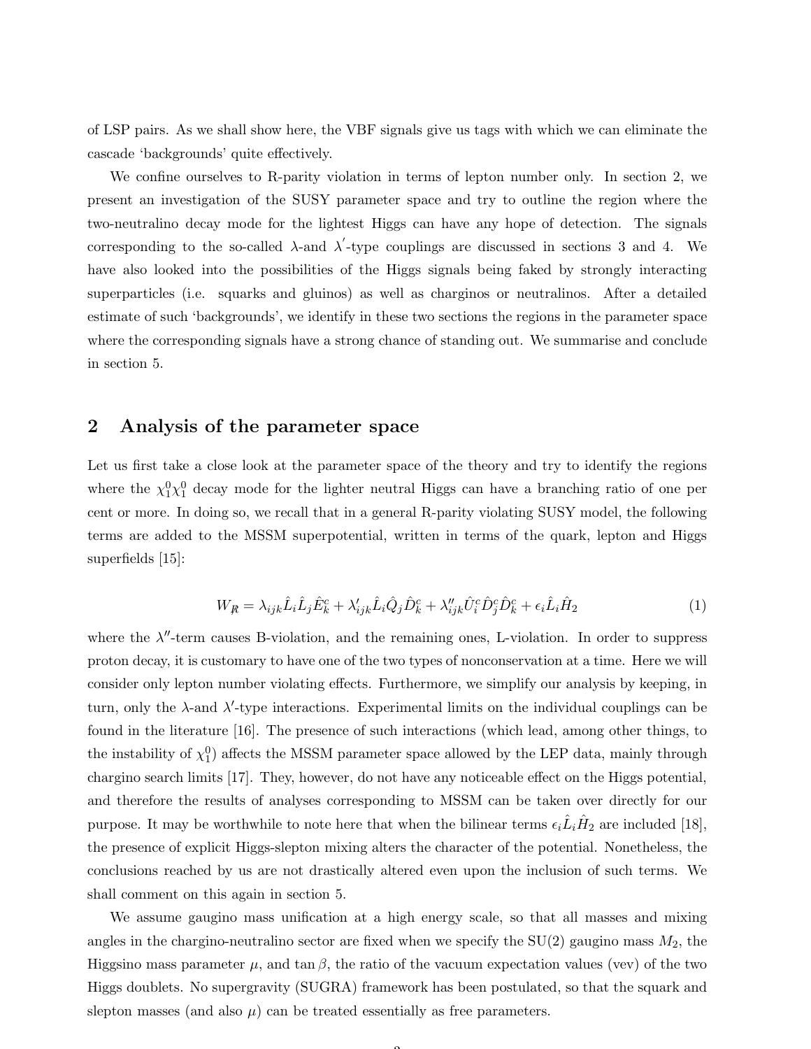of LSP pairs. As we shall show here, the VBF signals give us tags with which we can eliminate the cascade 'backgrounds' quite effectively.

We confine ourselves to R-parity violation in terms of lepton number only. In section 2, we present an investigation of the SUSY parameter space and try to outline the region where the two-neutralino decay mode for the lightest Higgs can have any hope of detection. The signals corresponding to the so-called $\lambda$-and $\lambda^{'}$-type couplings are discussed in sections 3 and 4. We have also looked into the possibilities of the Higgs signals being faked by strongly interacting superparticles (i.e. squarks and gluinos) as well as charginos or neutralinos. After a detailed estimate of such 'backgrounds', we identify in these two sections the regions in the parameter space where the corresponding signals have a strong chance of standing out. We summarise and conclude in section 5.

## 2 Analysis of the parameter space

Let us first take a close look at the parameter space of the theory and try to identify the regions where the $\chi_1^0\chi_1^0$ decay mode for the lighter neutral Higgs can have a branching ratio of one per cent or more. In doing so, we recall that in a general R-parity violating SUSY model, the following terms are added to the MSSM superpotential, written in terms of the quark, lepton and Higgs superfields [15]:

$$W_{\not R} = \lambda_{ijk}\hat{L}_i\hat{L}_j\hat{E}_k^c + \lambda'_{ijk}\hat{L}_i\hat{Q}_j\hat{D}_k^c + \lambda''_{ijk}\hat{U}_i^c\hat{D}_j^c\hat{D}_k^c + \epsilon_i\hat{L}_i\hat{H}_2 \tag{1}$$

where the $\lambda''$-term causes B-violation, and the remaining ones, L-violation. In order to suppress proton decay, it is customary to have one of the two types of nonconservation at a time. Here we will consider only lepton number violating effects. Furthermore, we simplify our analysis by keeping, in turn, only the $\lambda$-and $\lambda'$-type interactions. Experimental limits on the individual couplings can be found in the literature [16]. The presence of such interactions (which lead, among other things, to the instability of $\chi_1^0$) affects the MSSM parameter space allowed by the LEP data, mainly through chargino search limits [17]. They, however, do not have any noticeable effect on the Higgs potential, and therefore the results of analyses corresponding to MSSM can be taken over directly for our purpose. It may be worthwhile to note here that when the bilinear terms $\epsilon_i\hat{L}_i\hat{H}_2$ are included [18], the presence of explicit Higgs-slepton mixing alters the character of the potential. Nonetheless, the conclusions reached by us are not drastically altered even upon the inclusion of such terms. We shall comment on this again in section 5.

We assume gaugino mass unification at a high energy scale, so that all masses and mixing angles in the chargino-neutralino sector are fixed when we specify the SU(2) gaugino mass $M_2$, the Higgsino mass parameter $\mu$, and $\tan\beta$, the ratio of the vacuum expectation values (vev) of the two Higgs doublets. No supergravity (SUGRA) framework has been postulated, so that the squark and slepton masses (and also $\mu$) can be treated essentially as free parameters.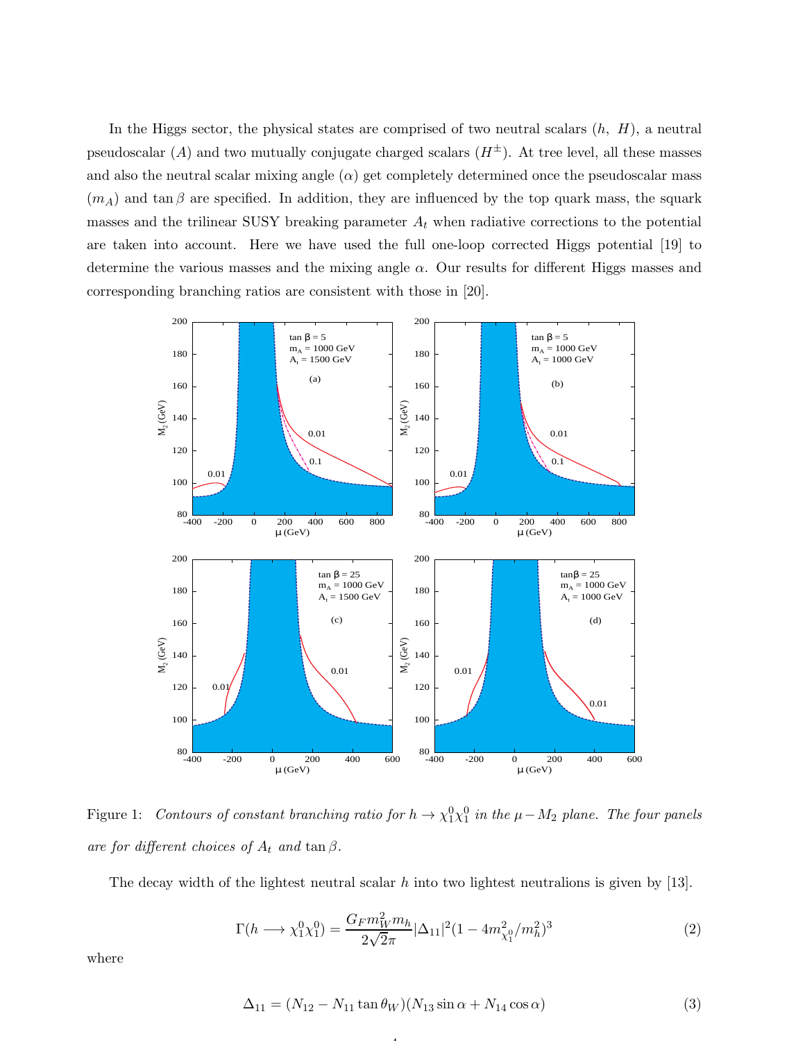In the Higgs sector, the physical states are comprised of two neutral scalars ($h$, $H$), a neutral pseudoscalar ($A$) and two mutually conjugate charged scalars ($H^{\pm}$). At tree level, all these masses and also the neutral scalar mixing angle ($\alpha$) get completely determined once the pseudoscalar mass ($m_A$) and $\tan\beta$ are specified. In addition, they are influenced by the top quark mass, the squark masses and the trilinear SUSY breaking parameter $A_t$ when radiative corrections to the potential are taken into account. Here we have used the full one-loop corrected Higgs potential [19] to determine the various masses and the mixing angle $\alpha$. Our results for different Higgs masses and corresponding branching ratios are consistent with those in [20].

Figure 1: *Contours of constant branching ratio for $h \to \chi_1^0 \chi_1^0$ in the $\mu - M_2$ plane. The four panels are for different choices of $A_t$ and $\tan\beta$.*

The decay width of the lightest neutral scalar $h$ into two lightest neutralions is given by [13].

$$\Gamma(h \longrightarrow \chi_1^0 \chi_1^0) = \frac{G_F m_W^2 m_h}{2\sqrt{2}\pi} |\Delta_{11}|^2 (1 - 4m_{\chi_1^0}^2/m_h^2)^3 \tag{2}$$

where

$$\Delta_{11} = (N_{12} - N_{11} \tan\theta_W)(N_{13} \sin\alpha + N_{14} \cos\alpha) \tag{3}$$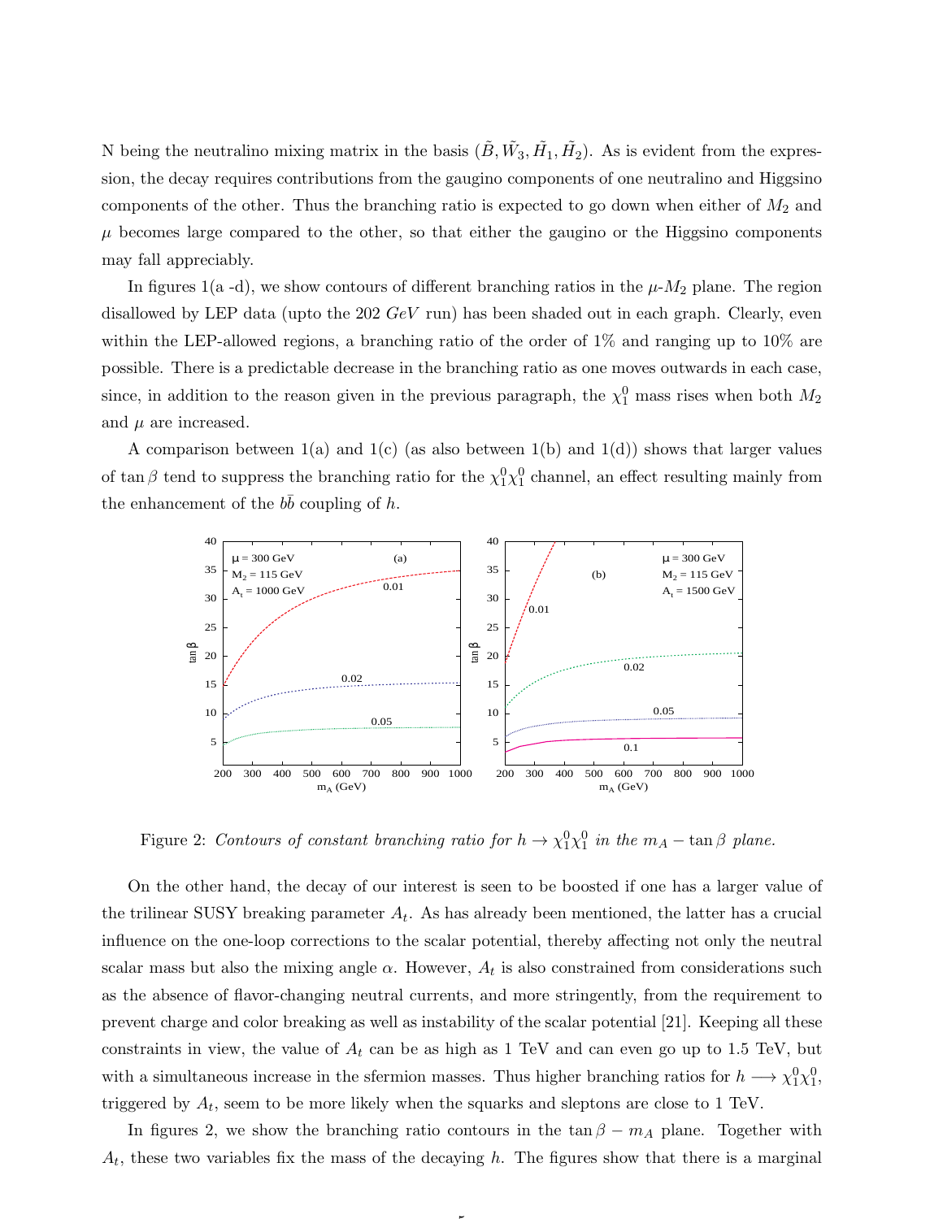N being the neutralino mixing matrix in the basis $(\tilde{B}, \tilde{W}_3, \tilde{H}_1, \tilde{H}_2)$. As is evident from the expression, the decay requires contributions from the gaugino components of one neutralino and Higgsino components of the other. Thus the branching ratio is expected to go down when either of $M_2$ and $\mu$ becomes large compared to the other, so that either the gaugino or the Higgsino components may fall appreciably.

In figures 1(a -d), we show contours of different branching ratios in the $\mu$-$M_2$ plane. The region disallowed by LEP data (upto the 202 $GeV$ run) has been shaded out in each graph. Clearly, even within the LEP-allowed regions, a branching ratio of the order of 1% and ranging up to 10% are possible. There is a predictable decrease in the branching ratio as one moves outwards in each case, since, in addition to the reason given in the previous paragraph, the $\chi_1^0$ mass rises when both $M_2$ and $\mu$ are increased.

A comparison between 1(a) and 1(c) (as also between 1(b) and 1(d)) shows that larger values of $\tan\beta$ tend to suppress the branching ratio for the $\chi_1^0\chi_1^0$ channel, an effect resulting mainly from the enhancement of the $b\bar{b}$ coupling of $h$.

Figure 2: *Contours of constant branching ratio for $h \to \chi_1^0\chi_1^0$ in the $m_A - \tan\beta$ plane.*

On the other hand, the decay of our interest is seen to be boosted if one has a larger value of the trilinear SUSY breaking parameter $A_t$. As has already been mentioned, the latter has a crucial influence on the one-loop corrections to the scalar potential, thereby affecting not only the neutral scalar mass but also the mixing angle $\alpha$. However, $A_t$ is also constrained from considerations such as the absence of flavor-changing neutral currents, and more stringently, from the requirement to prevent charge and color breaking as well as instability of the scalar potential [21]. Keeping all these constraints in view, the value of $A_t$ can be as high as 1 TeV and can even go up to 1.5 TeV, but with a simultaneous increase in the sfermion masses. Thus higher branching ratios for $h \longrightarrow \chi_1^0\chi_1^0$, triggered by $A_t$, seem to be more likely when the squarks and sleptons are close to 1 TeV.

In figures 2, we show the branching ratio contours in the $\tan\beta - m_A$ plane. Together with $A_t$, these two variables fix the mass of the decaying $h$. The figures show that there is a marginal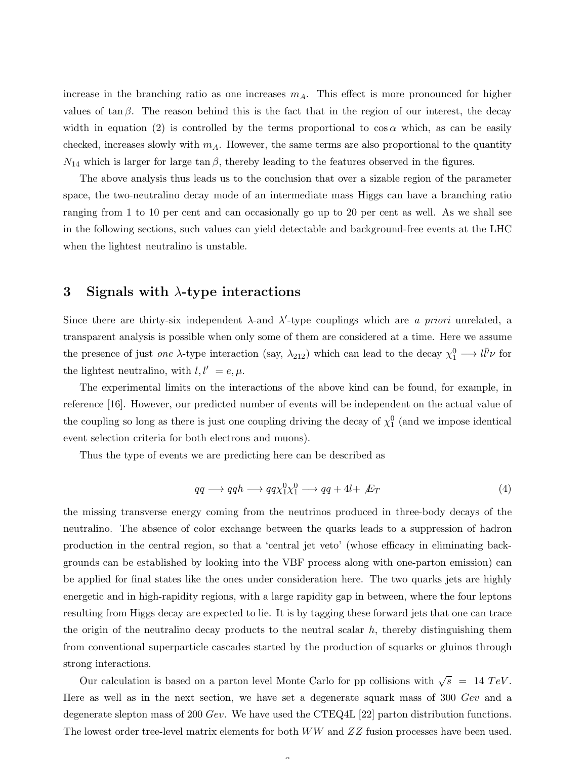increase in the branching ratio as one increases $m_A$. This effect is more pronounced for higher values of $\tan\beta$. The reason behind this is the fact that in the region of our interest, the decay width in equation (2) is controlled by the terms proportional to $\cos\alpha$ which, as can be easily checked, increases slowly with $m_A$. However, the same terms are also proportional to the quantity $N_{14}$ which is larger for large $\tan\beta$, thereby leading to the features observed in the figures.

The above analysis thus leads us to the conclusion that over a sizable region of the parameter space, the two-neutralino decay mode of an intermediate mass Higgs can have a branching ratio ranging from 1 to 10 per cent and can occasionally go up to 20 per cent as well. As we shall see in the following sections, such values can yield detectable and background-free events at the LHC when the lightest neutralino is unstable.

## 3 Signals with $\lambda$-type interactions

Since there are thirty-six independent $\lambda$-and $\lambda'$-type couplings which are *a priori* unrelated, a transparent analysis is possible when only some of them are considered at a time. Here we assume the presence of just *one* $\lambda$-type interaction (say, $\lambda_{212}$) which can lead to the decay $\chi_1^0 \longrightarrow l\bar{l}'\nu$ for the lightest neutralino, with $l, l' = e, \mu$.

The experimental limits on the interactions of the above kind can be found, for example, in reference [16]. However, our predicted number of events will be independent on the actual value of the coupling so long as there is just one coupling driving the decay of $\chi_1^0$ (and we impose identical event selection criteria for both electrons and muons).

Thus the type of events we are predicting here can be described as

$$qq \longrightarrow qqh \longrightarrow qq\chi_1^0\chi_1^0 \longrightarrow qq + 4l + \not{E}_T \tag{4}$$

the missing transverse energy coming from the neutrinos produced in three-body decays of the neutralino. The absence of color exchange between the quarks leads to a suppression of hadron production in the central region, so that a 'central jet veto' (whose efficacy in eliminating backgrounds can be established by looking into the VBF process along with one-parton emission) can be applied for final states like the ones under consideration here. The two quarks jets are highly energetic and in high-rapidity regions, with a large rapidity gap in between, where the four leptons resulting from Higgs decay are expected to lie. It is by tagging these forward jets that one can trace the origin of the neutralino decay products to the neutral scalar $h$, thereby distinguishing them from conventional superparticle cascades started by the production of squarks or gluinos through strong interactions.

Our calculation is based on a parton level Monte Carlo for pp collisions with $\sqrt{s} = 14\ TeV$. Here as well as in the next section, we have set a degenerate squark mass of 300 $Gev$ and a degenerate slepton mass of 200 $Gev$. We have used the CTEQ4L [22] parton distribution functions. The lowest order tree-level matrix elements for both $WW$ and $ZZ$ fusion processes have been used.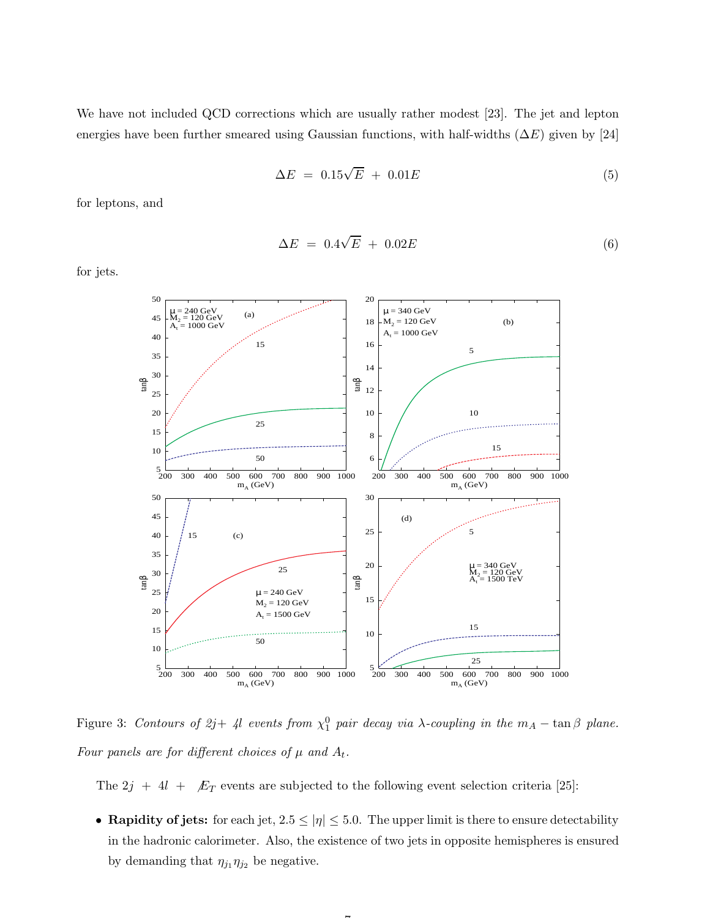We have not included QCD corrections which are usually rather modest [23]. The jet and lepton energies have been further smeared using Gaussian functions, with half-widths ($\Delta E$) given by [24]

$$\Delta E \; = \; 0.15\sqrt{E} \; + \; 0.01E \tag{5}$$

for leptons, and

$$\Delta E \; = \; 0.4\sqrt{E} \; + \; 0.02E \tag{6}$$

for jets.

Figure 3: *Contours of 2j+ 4l events from $\chi_1^0$ pair decay via $\lambda$-coupling in the $m_A - \tan\beta$ plane. Four panels are for different choices of $\mu$ and $A_t$.*

The $2j \; + \; 4l \; + \; \not{E}_T$ events are subjected to the following event selection criteria [25]:

- **Rapidity of jets:** for each jet, $2.5 \leq |\eta| \leq 5.0$. The upper limit is there to ensure detectability in the hadronic calorimeter. Also, the existence of two jets in opposite hemispheres is ensured by demanding that $\eta_{j_1}\eta_{j_2}$ be negative.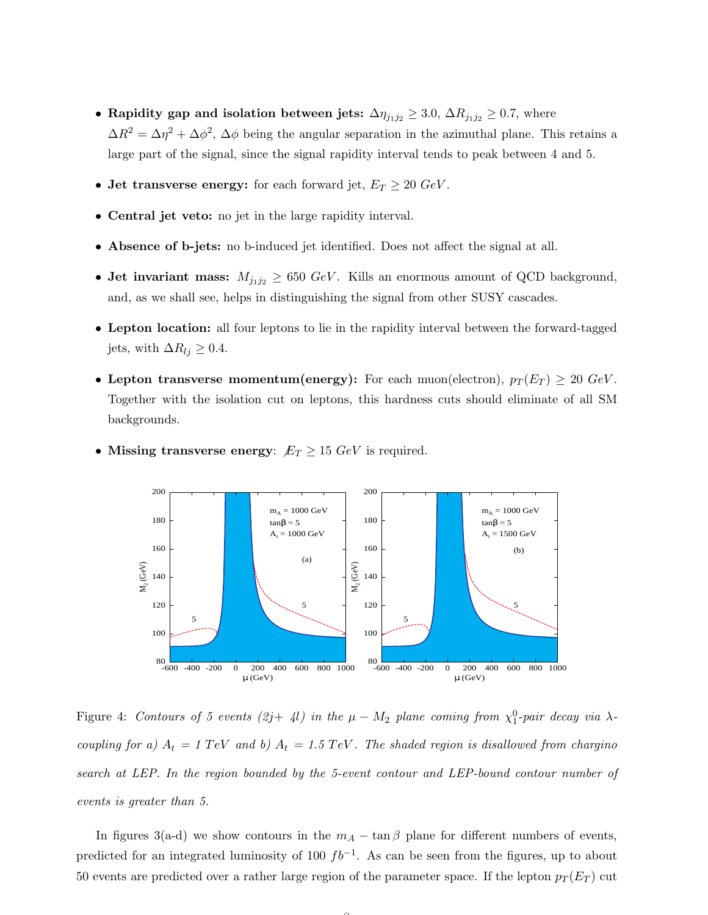- **Rapidity gap and isolation between jets:** $\Delta\eta_{j_1j_2} \geq 3.0$, $\Delta R_{j_1j_2} \geq 0.7$, where $\Delta R^2 = \Delta\eta^2 + \Delta\phi^2$, $\Delta\phi$ being the angular separation in the azimuthal plane. This retains a large part of the signal, since the signal rapidity interval tends to peak between 4 and 5.

- **Jet transverse energy:** for each forward jet, $E_T \geq 20\ GeV$.

- **Central jet veto:** no jet in the large rapidity interval.

- **Absence of b-jets:** no b-induced jet identified. Does not affect the signal at all.

- **Jet invariant mass:** $M_{j_1j_2} \geq 650\ GeV$. Kills an enormous amount of QCD background, and, as we shall see, helps in distinguishing the signal from other SUSY cascades.

- **Lepton location:** all four leptons to lie in the rapidity interval between the forward-tagged jets, with $\Delta R_{lj} \geq 0.4$.

- **Lepton transverse momentum(energy):** For each muon(electron), $p_T(E_T) \geq 20\ GeV$. Together with the isolation cut on leptons, this hardness cuts should eliminate of all SM backgrounds.

- **Missing transverse energy**: $\not{E}_T \geq 15\ GeV$ is required.

Figure 4: *Contours of 5 events (2j+ 4l) in the $\mu - M_2$ plane coming from $\chi^0_1$-pair decay via $\lambda$-coupling for a) $A_t$ = 1 TeV and b) $A_t$ = 1.5 TeV. The shaded region is disallowed from chargino search at LEP. In the region bounded by the 5-event contour and LEP-bound contour number of events is greater than 5.*

In figures 3(a-d) we show contours in the $m_A - \tan\beta$ plane for different numbers of events, predicted for an integrated luminosity of 100 $fb^{-1}$. As can be seen from the figures, up to about 50 events are predicted over a rather large region of the parameter space. If the lepton $p_T(E_T)$ cut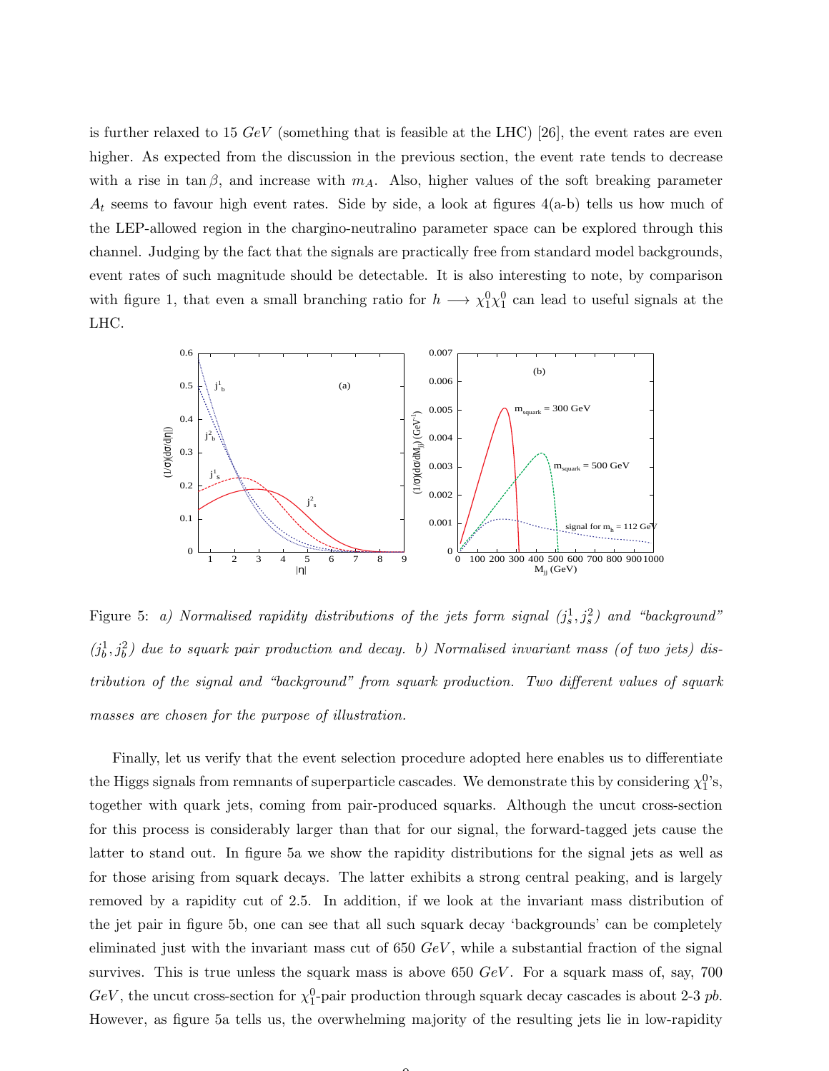is further relaxed to 15 $GeV$ (something that is feasible at the LHC) [26], the event rates are even higher. As expected from the discussion in the previous section, the event rate tends to decrease with a rise in $\tan\beta$, and increase with $m_A$. Also, higher values of the soft breaking parameter $A_t$ seems to favour high event rates. Side by side, a look at figures 4(a-b) tells us how much of the LEP-allowed region in the chargino-neutralino parameter space can be explored through this channel. Judging by the fact that the signals are practically free from standard model backgrounds, event rates of such magnitude should be detectable. It is also interesting to note, by comparison with figure 1, that even a small branching ratio for $h \longrightarrow \chi_1^0\chi_1^0$ can lead to useful signals at the LHC.

Figure 5: *a) Normalised rapidity distributions of the jets form signal ($j_s^1, j_s^2$) and "background" ($j_b^1, j_b^2$) due to squark pair production and decay. b) Normalised invariant mass (of two jets) distribution of the signal and "background" from squark production. Two different values of squark masses are chosen for the purpose of illustration.*

Finally, let us verify that the event selection procedure adopted here enables us to differentiate the Higgs signals from remnants of superparticle cascades. We demonstrate this by considering $\chi_1^0$'s, together with quark jets, coming from pair-produced squarks. Although the uncut cross-section for this process is considerably larger than that for our signal, the forward-tagged jets cause the latter to stand out. In figure 5a we show the rapidity distributions for the signal jets as well as for those arising from squark decays. The latter exhibits a strong central peaking, and is largely removed by a rapidity cut of 2.5. In addition, if we look at the invariant mass distribution of the jet pair in figure 5b, one can see that all such squark decay 'backgrounds' can be completely eliminated just with the invariant mass cut of 650 $GeV$, while a substantial fraction of the signal survives. This is true unless the squark mass is above 650 $GeV$. For a squark mass of, say, 700 $GeV$, the uncut cross-section for $\chi_1^0$-pair production through squark decay cascades is about 2-3 $pb$. However, as figure 5a tells us, the overwhelming majority of the resulting jets lie in low-rapidity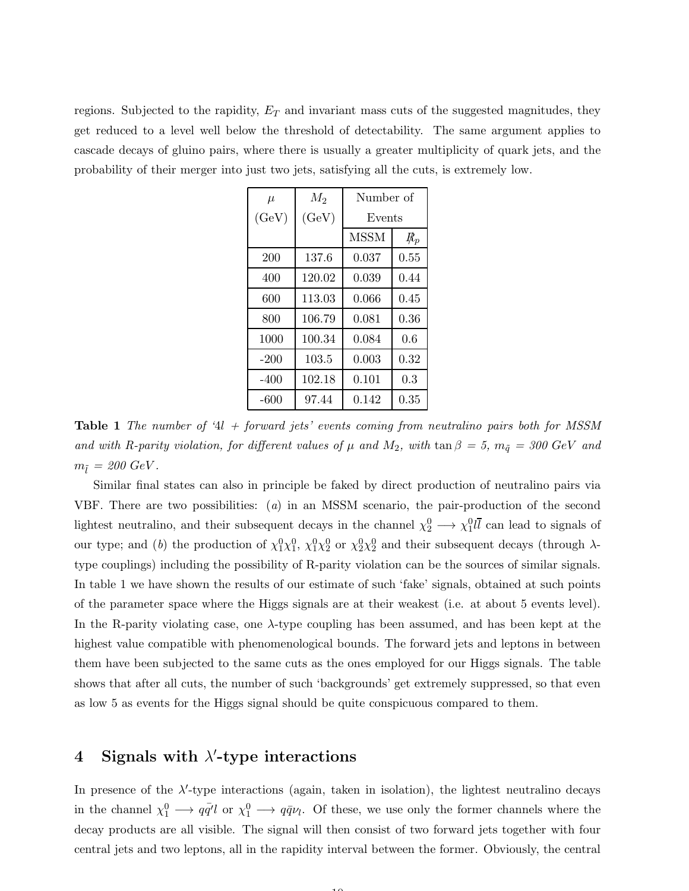regions. Subjected to the rapidity, $E_T$ and invariant mass cuts of the suggested magnitudes, they get reduced to a level well below the threshold of detectability. The same argument applies to cascade decays of gluino pairs, where there is usually a greater multiplicity of quark jets, and the probability of their merger into just two jets, satisfying all the cuts, is extremely low.

| $\mu$ (GeV) | $M_2$ (GeV) | Number of Events | |
|---|---|---|---|
| | | MSSM | $\not R_p$ |
| 200 | 137.6 | 0.037 | 0.55 |
| 400 | 120.02 | 0.039 | 0.44 |
| 600 | 113.03 | 0.066 | 0.45 |
| 800 | 106.79 | 0.081 | 0.36 |
| 1000 | 100.34 | 0.084 | 0.6 |
| -200 | 103.5 | 0.003 | 0.32 |
| -400 | 102.18 | 0.101 | 0.3 |
| -600 | 97.44 | 0.142 | 0.35 |

**Table 1** *The number of '4l + forward jets' events coming from neutralino pairs both for MSSM and with R-parity violation, for different values of $\mu$ and $M_2$, with $\tan\beta = 5$, $m_{\tilde{q}} = 300$ GeV and $m_{\tilde{l}} = 200$ GeV.*

Similar final states can also in principle be faked by direct production of neutralino pairs via VBF. There are two possibilities: $(a)$ in an MSSM scenario, the pair-production of the second lightest neutralino, and their subsequent decays in the channel $\chi_2^0 \longrightarrow \chi_1^0 l\bar{l}$ can lead to signals of our type; and $(b)$ the production of $\chi_1^0\chi_1^0$, $\chi_1^0\chi_2^0$ or $\chi_2^0\chi_2^0$ and their subsequent decays (through $\lambda$-type couplings) including the possibility of R-parity violation can be the sources of similar signals. In table 1 we have shown the results of our estimate of such 'fake' signals, obtained at such points of the parameter space where the Higgs signals are at their weakest (i.e. at about 5 events level). In the R-parity violating case, one $\lambda$-type coupling has been assumed, and has been kept at the highest value compatible with phenomenological bounds. The forward jets and leptons in between them have been subjected to the same cuts as the ones employed for our Higgs signals. The table shows that after all cuts, the number of such 'backgrounds' get extremely suppressed, so that even as low 5 as events for the Higgs signal should be quite conspicuous compared to them.

## 4 Signals with $\lambda'$-type interactions

In presence of the $\lambda'$-type interactions (again, taken in isolation), the lightest neutralino decays in the channel $\chi_1^0 \longrightarrow q\bar{q}'l$ or $\chi_1^0 \longrightarrow q\bar{q}\nu_l$. Of these, we use only the former channels where the decay products are all visible. The signal will then consist of two forward jets together with four central jets and two leptons, all in the rapidity interval between the former. Obviously, the central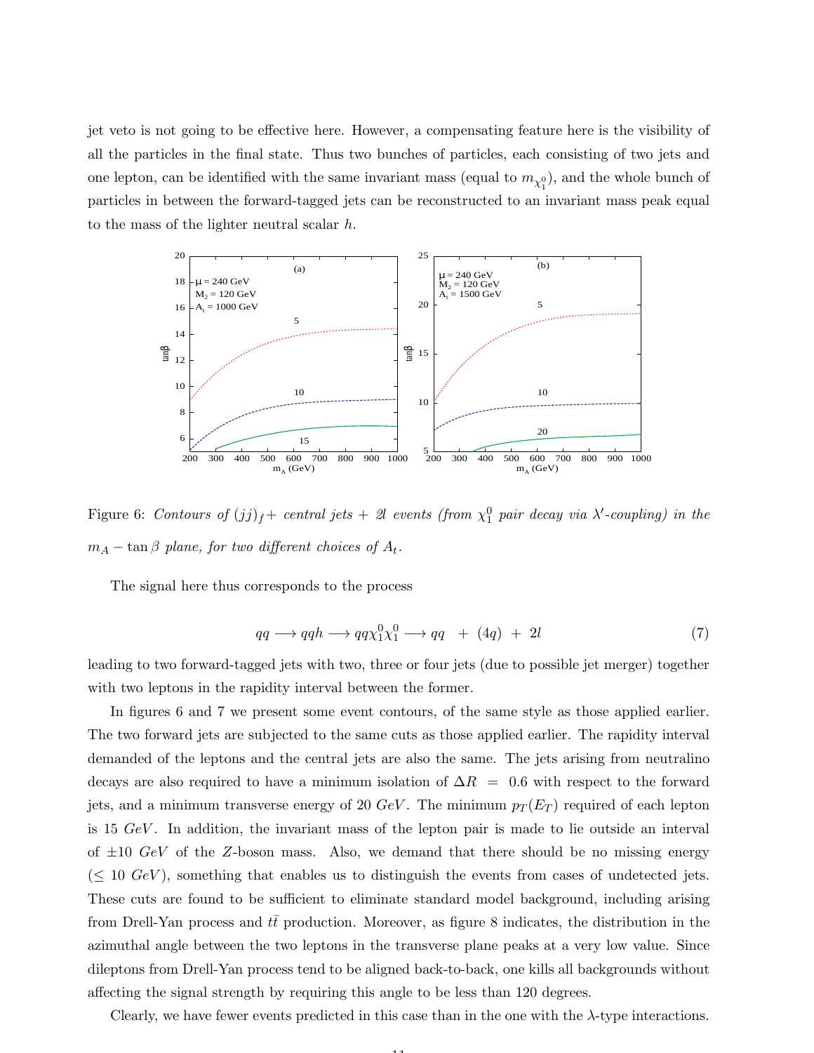jet veto is not going to be effective here. However, a compensating feature here is the visibility of all the particles in the final state. Thus two bunches of particles, each consisting of two jets and one lepton, can be identified with the same invariant mass (equal to $m_{\chi_1^0}$), and the whole bunch of particles in between the forward-tagged jets can be reconstructed to an invariant mass peak equal to the mass of the lighter neutral scalar $h$.

Figure 6: *Contours of $(jj)_f$+ central jets + 2l events (from $\chi_1^0$ pair decay via $\lambda'$-coupling) in the $m_A - \tan\beta$ plane, for two different choices of $A_t$.*

The signal here thus corresponds to the process

$$qq \longrightarrow qqh \longrightarrow qq\chi_1^0\chi_1^0 \longrightarrow qq \quad + \; (4q) \; + \; 2l \tag{7}$$

leading to two forward-tagged jets with two, three or four jets (due to possible jet merger) together with two leptons in the rapidity interval between the former.

In figures 6 and 7 we present some event contours, of the same style as those applied earlier. The two forward jets are subjected to the same cuts as those applied earlier. The rapidity interval demanded of the leptons and the central jets are also the same. The jets arising from neutralino decays are also required to have a minimum isolation of $\Delta R \; = \; 0.6$ with respect to the forward jets, and a minimum transverse energy of 20 $GeV$. The minimum $p_T(E_T)$ required of each lepton is 15 $GeV$. In addition, the invariant mass of the lepton pair is made to lie outside an interval of $\pm 10$ $GeV$ of the $Z$-boson mass. Also, we demand that there should be no missing energy ($\leq$ 10 $GeV$), something that enables us to distinguish the events from cases of undetected jets. These cuts are found to be sufficient to eliminate standard model background, including arising from Drell-Yan process and $t\bar{t}$ production. Moreover, as figure 8 indicates, the distribution in the azimuthal angle between the two leptons in the transverse plane peaks at a very low value. Since dileptons from Drell-Yan process tend to be aligned back-to-back, one kills all backgrounds without affecting the signal strength by requiring this angle to be less than 120 degrees.

Clearly, we have fewer events predicted in this case than in the one with the $\lambda$-type interactions.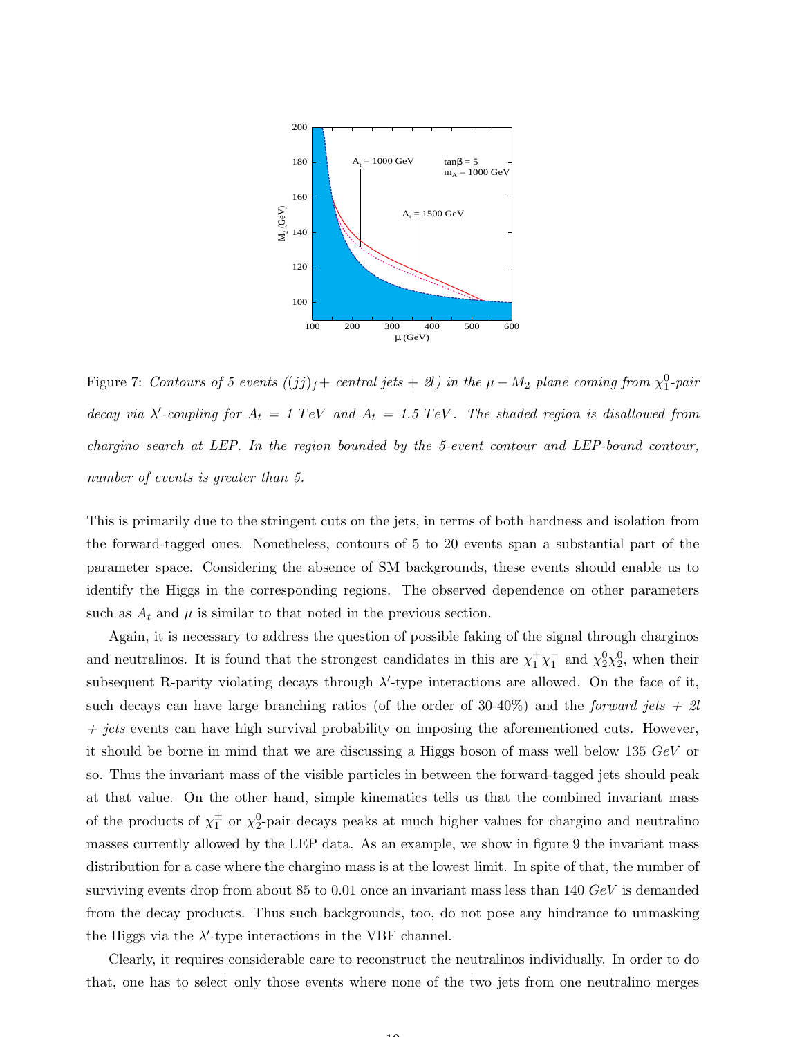Figure 7: *Contours of 5 events ($(jj)_f$+ central jets + 2l) in the $\mu - M_2$ plane coming from $\chi_1^0$-pair decay via $\lambda'$-coupling for $A_t$ = 1 TeV and $A_t$ = 1.5 TeV. The shaded region is disallowed from chargino search at LEP. In the region bounded by the 5-event contour and LEP-bound contour, number of events is greater than 5.*

This is primarily due to the stringent cuts on the jets, in terms of both hardness and isolation from the forward-tagged ones. Nonetheless, contours of 5 to 20 events span a substantial part of the parameter space. Considering the absence of SM backgrounds, these events should enable us to identify the Higgs in the corresponding regions. The observed dependence on other parameters such as $A_t$ and $\mu$ is similar to that noted in the previous section.

Again, it is necessary to address the question of possible faking of the signal through charginos and neutralinos. It is found that the strongest candidates in this are $\chi_1^+\chi_1^-$ and $\chi_2^0\chi_2^0$, when their subsequent R-parity violating decays through $\lambda'$-type interactions are allowed. On the face of it, such decays can have large branching ratios (of the order of 30-40%) and the *forward jets + 2l + jets* events can have high survival probability on imposing the aforementioned cuts. However, it should be borne in mind that we are discussing a Higgs boson of mass well below 135 $GeV$ or so. Thus the invariant mass of the visible particles in between the forward-tagged jets should peak at that value. On the other hand, simple kinematics tells us that the combined invariant mass of the products of $\chi_1^\pm$ or $\chi_2^0$-pair decays peaks at much higher values for chargino and neutralino masses currently allowed by the LEP data. As an example, we show in figure 9 the invariant mass distribution for a case where the chargino mass is at the lowest limit. In spite of that, the number of surviving events drop from about 85 to 0.01 once an invariant mass less than 140 $GeV$ is demanded from the decay products. Thus such backgrounds, too, do not pose any hindrance to unmasking the Higgs via the $\lambda'$-type interactions in the VBF channel.

Clearly, it requires considerable care to reconstruct the neutralinos individually. In order to do that, one has to select only those events where none of the two jets from one neutralino merges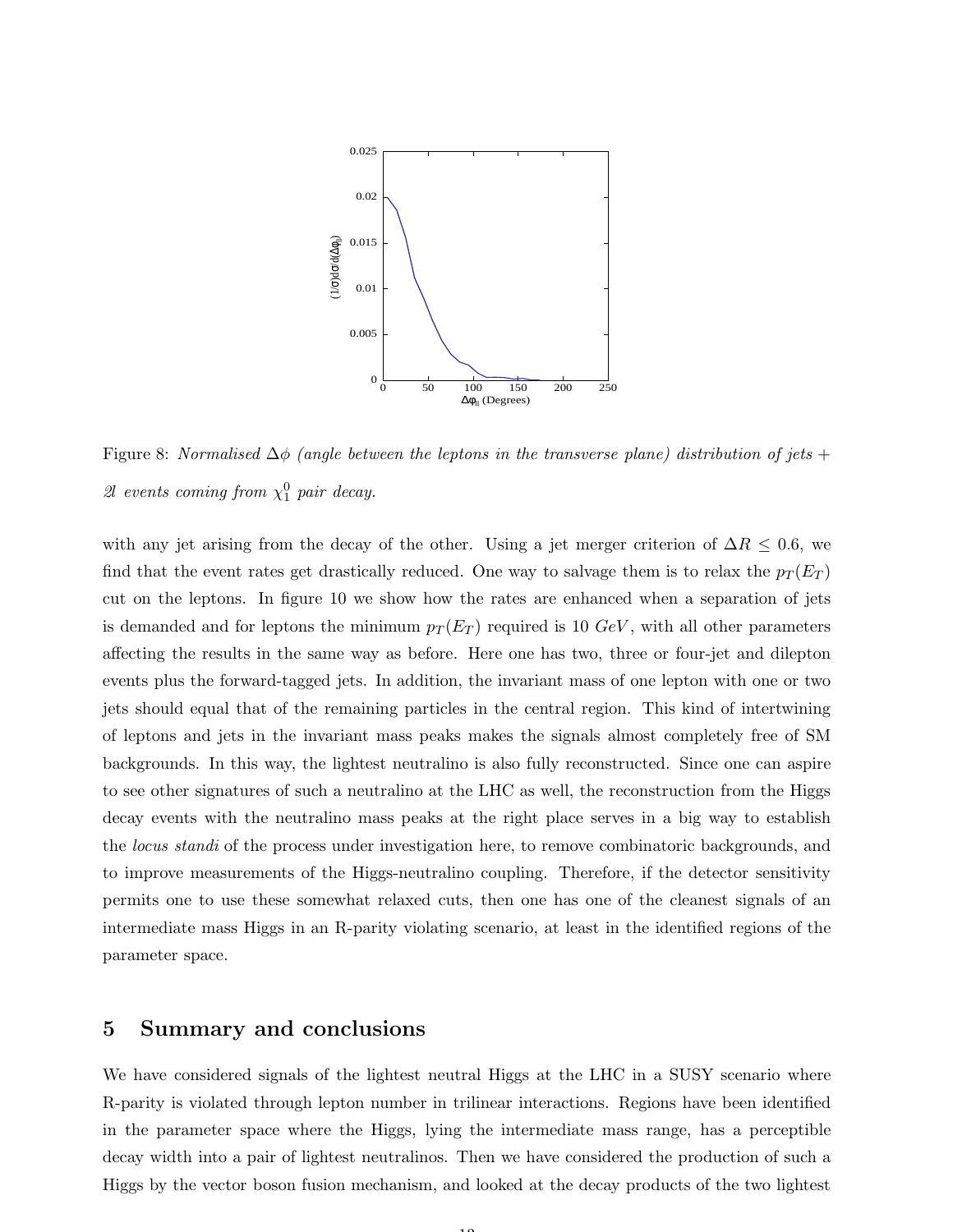Figure 8: *Normalised $\Delta\phi$ (angle between the leptons in the transverse plane) distribution of jets + 2l events coming from $\chi_1^0$ pair decay.*

with any jet arising from the decay of the other. Using a jet merger criterion of $\Delta R \leq 0.6$, we find that the event rates get drastically reduced. One way to salvage them is to relax the $p_T(E_T)$ cut on the leptons. In figure 10 we show how the rates are enhanced when a separation of jets is demanded and for leptons the minimum $p_T(E_T)$ required is 10 $GeV$, with all other parameters affecting the results in the same way as before. Here one has two, three or four-jet and dilepton events plus the forward-tagged jets. In addition, the invariant mass of one lepton with one or two jets should equal that of the remaining particles in the central region. This kind of intertwining of leptons and jets in the invariant mass peaks makes the signals almost completely free of SM backgrounds. In this way, the lightest neutralino is also fully reconstructed. Since one can aspire to see other signatures of such a neutralino at the LHC as well, the reconstruction from the Higgs decay events with the neutralino mass peaks at the right place serves in a big way to establish the *locus standi* of the process under investigation here, to remove combinatoric backgrounds, and to improve measurements of the Higgs-neutralino coupling. Therefore, if the detector sensitivity permits one to use these somewhat relaxed cuts, then one has one of the cleanest signals of an intermediate mass Higgs in an R-parity violating scenario, at least in the identified regions of the parameter space.

## 5 Summary and conclusions

We have considered signals of the lightest neutral Higgs at the LHC in a SUSY scenario where R-parity is violated through lepton number in trilinear interactions. Regions have been identified in the parameter space where the Higgs, lying the intermediate mass range, has a perceptible decay width into a pair of lightest neutralinos. Then we have considered the production of such a Higgs by the vector boson fusion mechanism, and looked at the decay products of the two lightest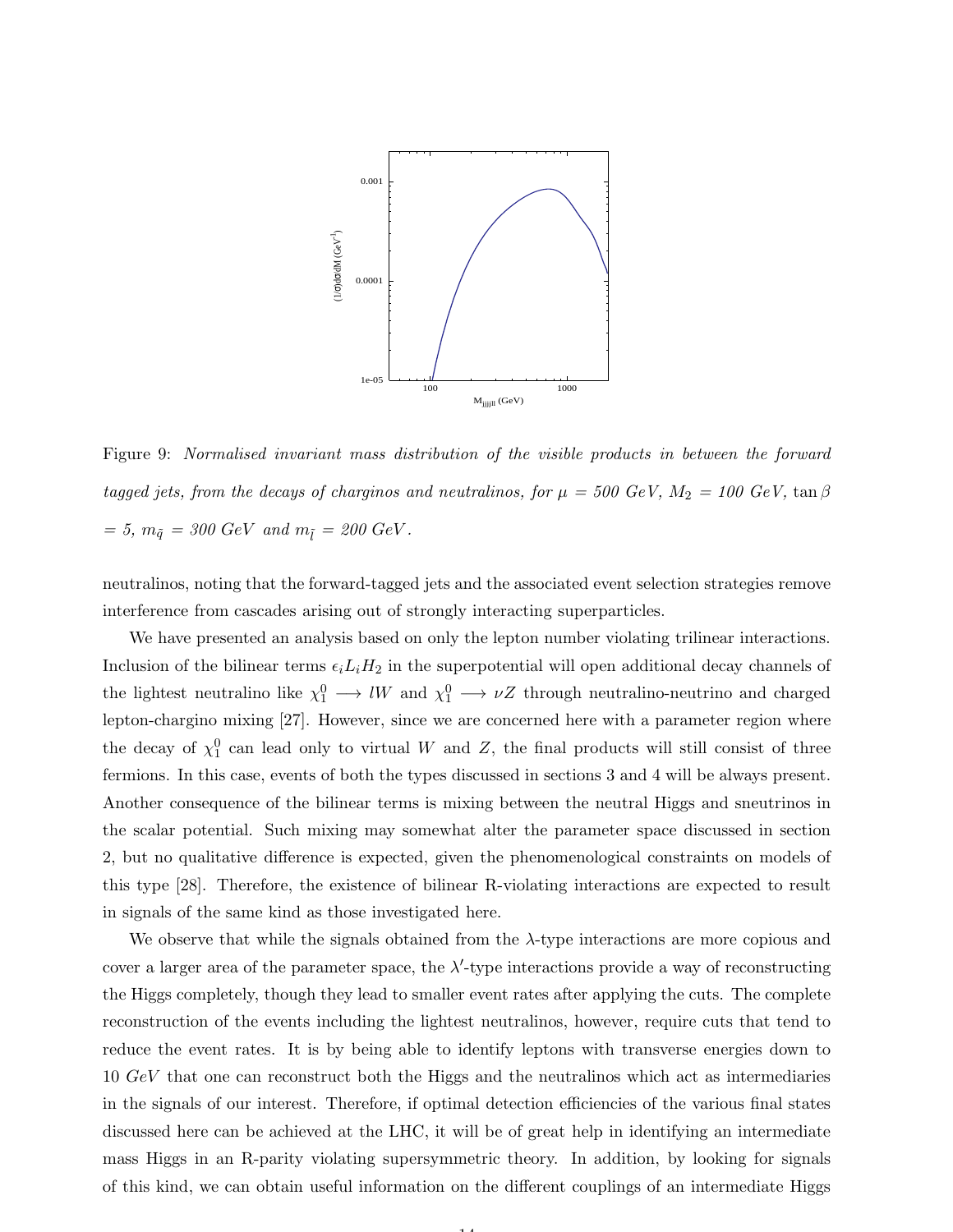Figure 9: *Normalised invariant mass distribution of the visible products in between the forward tagged jets, from the decays of charginos and neutralinos, for $\mu$ = 500 GeV, $M_2$ = 100 GeV, $\tan\beta$ = 5, $m_{\tilde{q}}$ = 300 GeV and $m_{\tilde{l}}$ = 200 GeV.*

neutralinos, noting that the forward-tagged jets and the associated event selection strategies remove interference from cascades arising out of strongly interacting superparticles.

We have presented an analysis based on only the lepton number violating trilinear interactions. Inclusion of the bilinear terms $\epsilon_i L_i H_2$ in the superpotential will open additional decay channels of the lightest neutralino like $\chi_1^0 \longrightarrow lW$ and $\chi_1^0 \longrightarrow \nu Z$ through neutralino-neutrino and charged lepton-chargino mixing [27]. However, since we are concerned here with a parameter region where the decay of $\chi_1^0$ can lead only to virtual $W$ and $Z$, the final products will still consist of three fermions. In this case, events of both the types discussed in sections 3 and 4 will be always present. Another consequence of the bilinear terms is mixing between the neutral Higgs and sneutrinos in the scalar potential. Such mixing may somewhat alter the parameter space discussed in section 2, but no qualitative difference is expected, given the phenomenological constraints on models of this type [28]. Therefore, the existence of bilinear R-violating interactions are expected to result in signals of the same kind as those investigated here.

We observe that while the signals obtained from the $\lambda$-type interactions are more copious and cover a larger area of the parameter space, the $\lambda'$-type interactions provide a way of reconstructing the Higgs completely, though they lead to smaller event rates after applying the cuts. The complete reconstruction of the events including the lightest neutralinos, however, require cuts that tend to reduce the event rates. It is by being able to identify leptons with transverse energies down to 10 $GeV$ that one can reconstruct both the Higgs and the neutralinos which act as intermediaries in the signals of our interest. Therefore, if optimal detection efficiencies of the various final states discussed here can be achieved at the LHC, it will be of great help in identifying an intermediate mass Higgs in an R-parity violating supersymmetric theory. In addition, by looking for signals of this kind, we can obtain useful information on the different couplings of an intermediate Higgs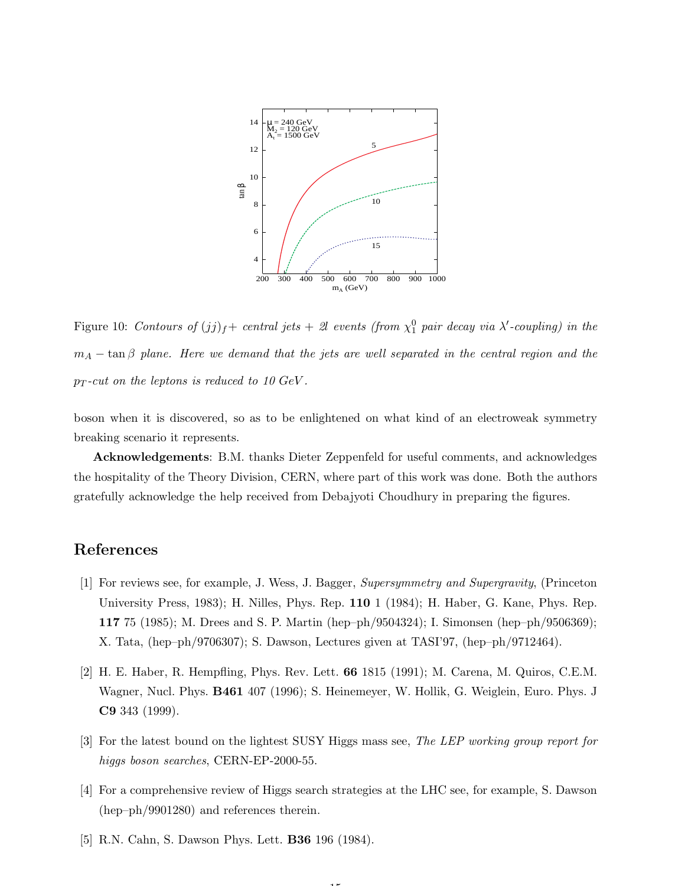Figure 10: *Contours of $(jj)_f+$ central jets + 2l events (from $\chi_1^0$ pair decay via $\lambda'$-coupling) in the $m_A - \tan\beta$ plane. Here we demand that the jets are well separated in the central region and the $p_T$-cut on the leptons is reduced to 10 GeV.*

boson when it is discovered, so as to be enlightened on what kind of an electroweak symmetry breaking scenario it represents.

**Acknowledgements**: B.M. thanks Dieter Zeppenfeld for useful comments, and acknowledges the hospitality of the Theory Division, CERN, where part of this work was done. Both the authors gratefully acknowledge the help received from Debajyoti Choudhury in preparing the figures.

# References

[1] For reviews see, for example, J. Wess, J. Bagger, *Supersymmetry and Supergravity*, (Princeton University Press, 1983); H. Nilles, Phys. Rep. **110** 1 (1984); H. Haber, G. Kane, Phys. Rep. **117** 75 (1985); M. Drees and S. P. Martin (hep–ph/9504324); I. Simonsen (hep–ph/9506369); X. Tata, (hep–ph/9706307); S. Dawson, Lectures given at TASI'97, (hep–ph/9712464).

[2] H. E. Haber, R. Hempfling, Phys. Rev. Lett. **66** 1815 (1991); M. Carena, M. Quiros, C.E.M. Wagner, Nucl. Phys. **B461** 407 (1996); S. Heinemeyer, W. Hollik, G. Weiglein, Euro. Phys. J **C9** 343 (1999).

[3] For the latest bound on the lightest SUSY Higgs mass see, *The LEP working group report for higgs boson searches*, CERN-EP-2000-55.

[4] For a comprehensive review of Higgs search strategies at the LHC see, for example, S. Dawson (hep–ph/9901280) and references therein.

[5] R.N. Cahn, S. Dawson Phys. Lett. **B36** 196 (1984).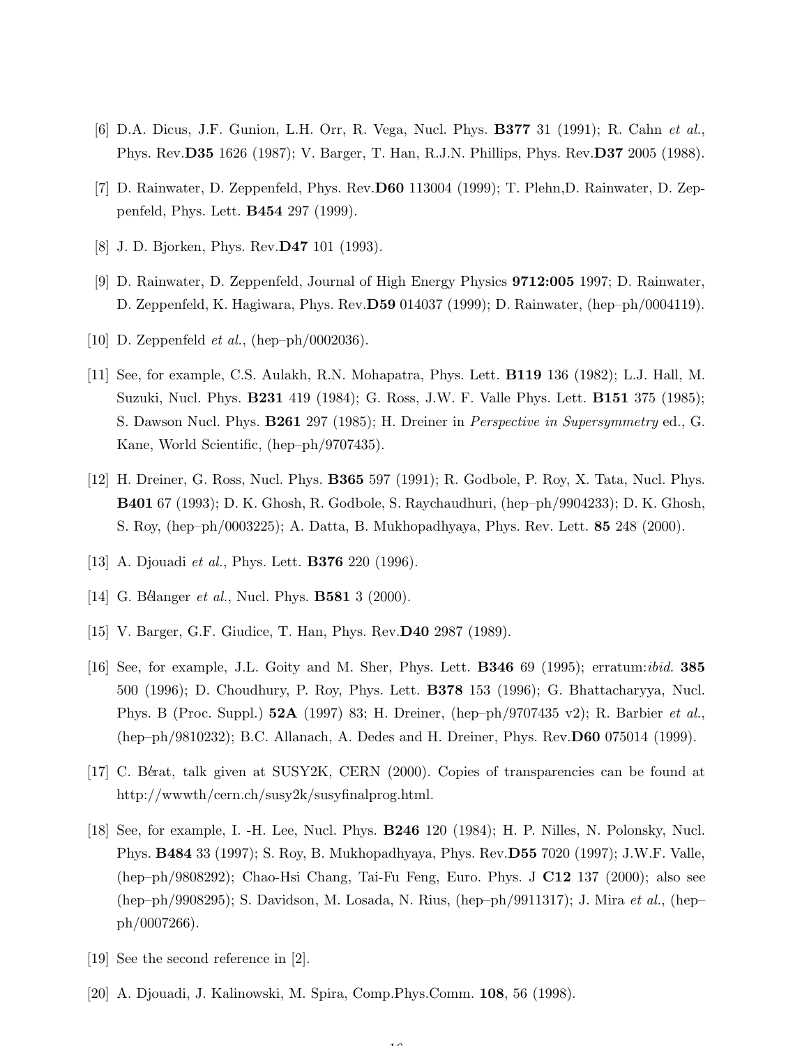[6] D.A. Dicus, J.F. Gunion, L.H. Orr, R. Vega, Nucl. Phys. **B377** 31 (1991); R. Cahn *et al.*, Phys. Rev.**D35** 1626 (1987); V. Barger, T. Han, R.J.N. Phillips, Phys. Rev.**D37** 2005 (1988).

[7] D. Rainwater, D. Zeppenfeld, Phys. Rev.**D60** 113004 (1999); T. Plehn,D. Rainwater, D. Zeppenfeld, Phys. Lett. **B454** 297 (1999).

[8] J. D. Bjorken, Phys. Rev.**D47** 101 (1993).

[9] D. Rainwater, D. Zeppenfeld, Journal of High Energy Physics **9712:005** 1997; D. Rainwater, D. Zeppenfeld, K. Hagiwara, Phys. Rev.**D59** 014037 (1999); D. Rainwater, (hep–ph/0004119).

[10] D. Zeppenfeld *et al.*, (hep–ph/0002036).

[11] See, for example, C.S. Aulakh, R.N. Mohapatra, Phys. Lett. **B119** 136 (1982); L.J. Hall, M. Suzuki, Nucl. Phys. **B231** 419 (1984); G. Ross, J.W. F. Valle Phys. Lett. **B151** 375 (1985); S. Dawson Nucl. Phys. **B261** 297 (1985); H. Dreiner in *Perspective in Supersymmetry* ed., G. Kane, World Scientific, (hep–ph/9707435).

[12] H. Dreiner, G. Ross, Nucl. Phys. **B365** 597 (1991); R. Godbole, P. Roy, X. Tata, Nucl. Phys. **B401** 67 (1993); D. K. Ghosh, R. Godbole, S. Raychaudhuri, (hep–ph/9904233); D. K. Ghosh, S. Roy, (hep–ph/0003225); A. Datta, B. Mukhopadhyaya, Phys. Rev. Lett. **85** 248 (2000).

[13] A. Djouadi *et al.*, Phys. Lett. **B376** 220 (1996).

[14] G. Bélanger *et al.*, Nucl. Phys. **B581** 3 (2000).

[15] V. Barger, G.F. Giudice, T. Han, Phys. Rev.**D40** 2987 (1989).

[16] See, for example, J.L. Goity and M. Sher, Phys. Lett. **B346** 69 (1995); erratum:*ibid.* **385** 500 (1996); D. Choudhury, P. Roy, Phys. Lett. **B378** 153 (1996); G. Bhattacharyya, Nucl. Phys. B (Proc. Suppl.) **52A** (1997) 83; H. Dreiner, (hep–ph/9707435 v2); R. Barbier *et al.*, (hep–ph/9810232); B.C. Allanach, A. Dedes and H. Dreiner, Phys. Rev.**D60** 075014 (1999).

[17] C. Bérat, talk given at SUSY2K, CERN (2000). Copies of transparencies can be found at http://wwwth/cern.ch/susy2k/susyfinalprog.html.

[18] See, for example, I. -H. Lee, Nucl. Phys. **B246** 120 (1984); H. P. Nilles, N. Polonsky, Nucl. Phys. **B484** 33 (1997); S. Roy, B. Mukhopadhyaya, Phys. Rev.**D55** 7020 (1997); J.W.F. Valle, (hep–ph/9808292); Chao-Hsi Chang, Tai-Fu Feng, Euro. Phys. J **C12** 137 (2000); also see (hep–ph/9908295); S. Davidson, M. Losada, N. Rius, (hep–ph/9911317); J. Mira *et al.*, (hep–ph/0007266).

[19] See the second reference in [2].

[20] A. Djouadi, J. Kalinowski, M. Spira, Comp.Phys.Comm. **108**, 56 (1998).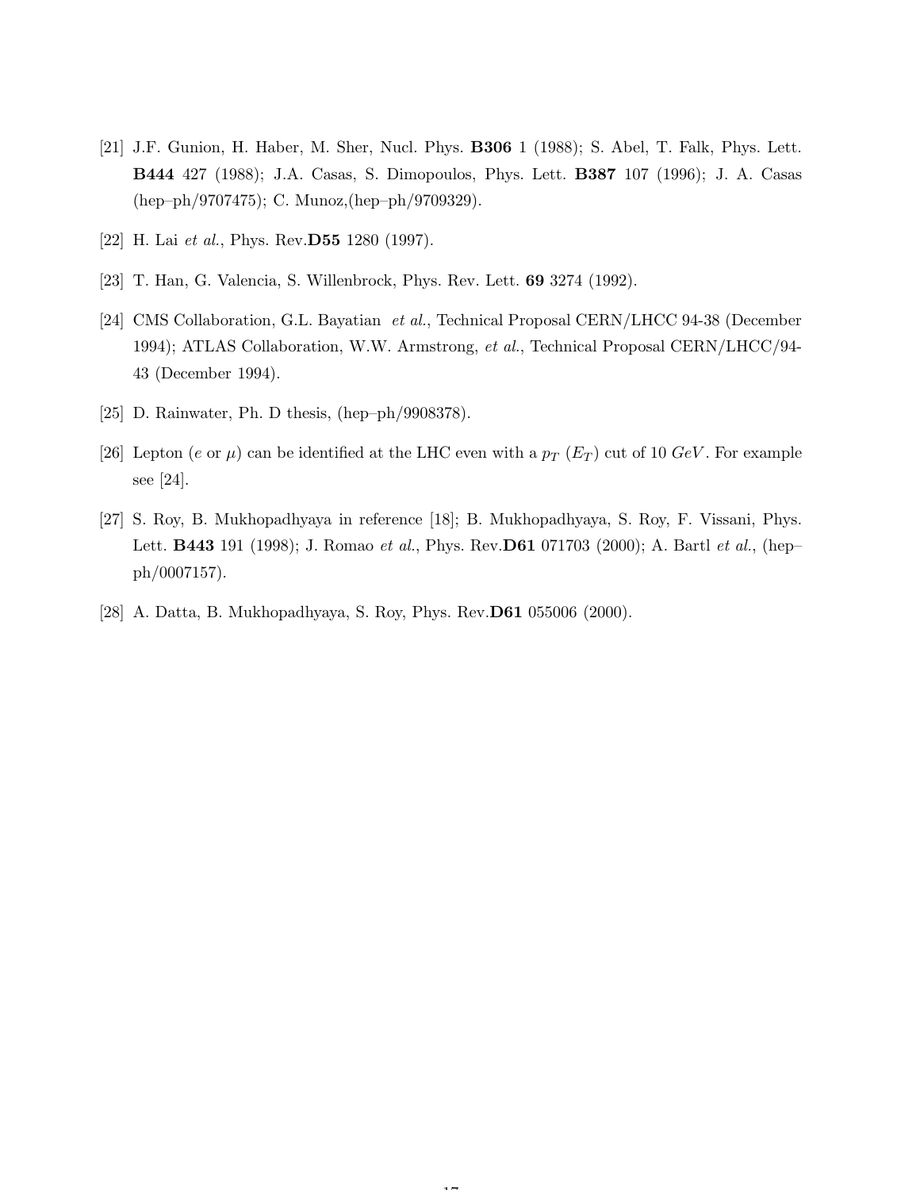[21] J.F. Gunion, H. Haber, M. Sher, Nucl. Phys. **B306** 1 (1988); S. Abel, T. Falk, Phys. Lett. **B444** 427 (1988); J.A. Casas, S. Dimopoulos, Phys. Lett. **B387** 107 (1996); J. A. Casas (hep–ph/9707475); C. Munoz,(hep–ph/9709329).

[22] H. Lai *et al.*, Phys. Rev.**D55** 1280 (1997).

[23] T. Han, G. Valencia, S. Willenbrock, Phys. Rev. Lett. **69** 3274 (1992).

[24] CMS Collaboration, G.L. Bayatian *et al.*, Technical Proposal CERN/LHCC 94-38 (December 1994); ATLAS Collaboration, W.W. Armstrong, *et al.*, Technical Proposal CERN/LHCC/94-43 (December 1994).

[25] D. Rainwater, Ph. D thesis, (hep–ph/9908378).

[26] Lepton ($e$ or $\mu$) can be identified at the LHC even with a $p_T$ ($E_T$) cut of 10 $GeV$. For example see [24].

[27] S. Roy, B. Mukhopadhyaya in reference [18]; B. Mukhopadhyaya, S. Roy, F. Vissani, Phys. Lett. **B443** 191 (1998); J. Romao *et al.*, Phys. Rev.**D61** 071703 (2000); A. Bartl *et al.*, (hep–ph/0007157).

[28] A. Datta, B. Mukhopadhyaya, S. Roy, Phys. Rev.**D61** 055006 (2000).